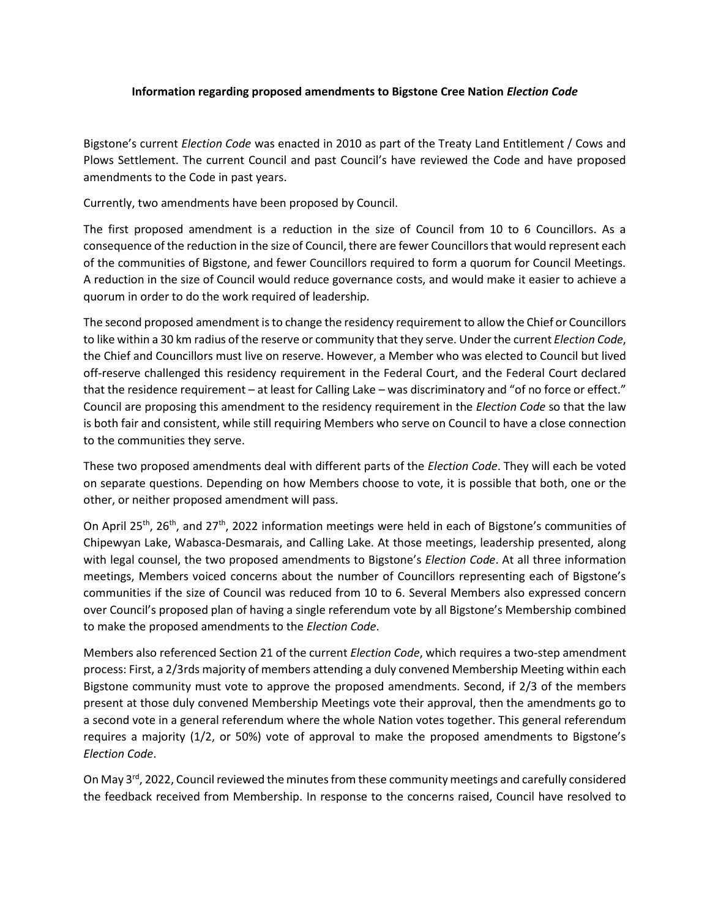**Information regarding proposed amendments to Bigstone Cree Nation *Election Code***

Bigstone's current *Election Code* was enacted in 2010 as part of the Treaty Land Entitlement / Cows and Plows Settlement. The current Council and past Council's have reviewed the Code and have proposed amendments to the Code in past years.

Currently, two amendments have been proposed by Council.

The first proposed amendment is a reduction in the size of Council from 10 to 6 Councillors. As a consequence of the reduction in the size of Council, there are fewer Councillors that would represent each of the communities of Bigstone, and fewer Councillors required to form a quorum for Council Meetings. A reduction in the size of Council would reduce governance costs, and would make it easier to achieve a quorum in order to do the work required of leadership.

The second proposed amendment is to change the residency requirement to allow the Chief or Councillors to like within a 30 km radius of the reserve or community that they serve. Under the current *Election Code*, the Chief and Councillors must live on reserve. However, a Member who was elected to Council but lived off-reserve challenged this residency requirement in the Federal Court, and the Federal Court declared that the residence requirement – at least for Calling Lake – was discriminatory and "of no force or effect." Council are proposing this amendment to the residency requirement in the *Election Code* so that the law is both fair and consistent, while still requiring Members who serve on Council to have a close connection to the communities they serve.

These two proposed amendments deal with different parts of the *Election Code*. They will each be voted on separate questions. Depending on how Members choose to vote, it is possible that both, one or the other, or neither proposed amendment will pass.

On April 25th, 26th, and 27th, 2022 information meetings were held in each of Bigstone's communities of Chipewyan Lake, Wabasca-Desmarais, and Calling Lake. At those meetings, leadership presented, along with legal counsel, the two proposed amendments to Bigstone's *Election Code*. At all three information meetings, Members voiced concerns about the number of Councillors representing each of Bigstone's communities if the size of Council was reduced from 10 to 6. Several Members also expressed concern over Council's proposed plan of having a single referendum vote by all Bigstone's Membership combined to make the proposed amendments to the *Election Code*.

Members also referenced Section 21 of the current *Election Code*, which requires a two-step amendment process: First, a 2/3rds majority of members attending a duly convened Membership Meeting within each Bigstone community must vote to approve the proposed amendments. Second, if 2/3 of the members present at those duly convened Membership Meetings vote their approval, then the amendments go to a second vote in a general referendum where the whole Nation votes together. This general referendum requires a majority (1/2, or 50%) vote of approval to make the proposed amendments to Bigstone's *Election Code*.

On May 3rd, 2022, Council reviewed the minutes from these community meetings and carefully considered the feedback received from Membership. In response to the concerns raised, Council have resolved to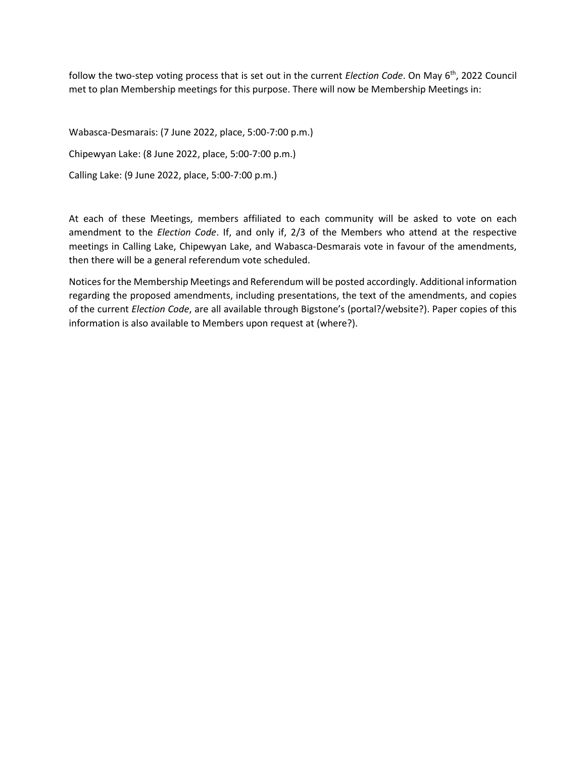follow the two-step voting process that is set out in the current *Election Code*. On May 6th, 2022 Council met to plan Membership meetings for this purpose. There will now be Membership Meetings in:

Wabasca-Desmarais: (7 June 2022, place, 5:00-7:00 p.m.)

Chipewyan Lake: (8 June 2022, place, 5:00-7:00 p.m.)

Calling Lake: (9 June 2022, place, 5:00-7:00 p.m.)

At each of these Meetings, members affiliated to each community will be asked to vote on each amendment to the *Election Code*. If, and only if, 2/3 of the Members who attend at the respective meetings in Calling Lake, Chipewyan Lake, and Wabasca-Desmarais vote in favour of the amendments, then there will be a general referendum vote scheduled.

Notices for the Membership Meetings and Referendum will be posted accordingly. Additional information regarding the proposed amendments, including presentations, the text of the amendments, and copies of the current *Election Code*, are all available through Bigstone's (portal?/website?). Paper copies of this information is also available to Members upon request at (where?).